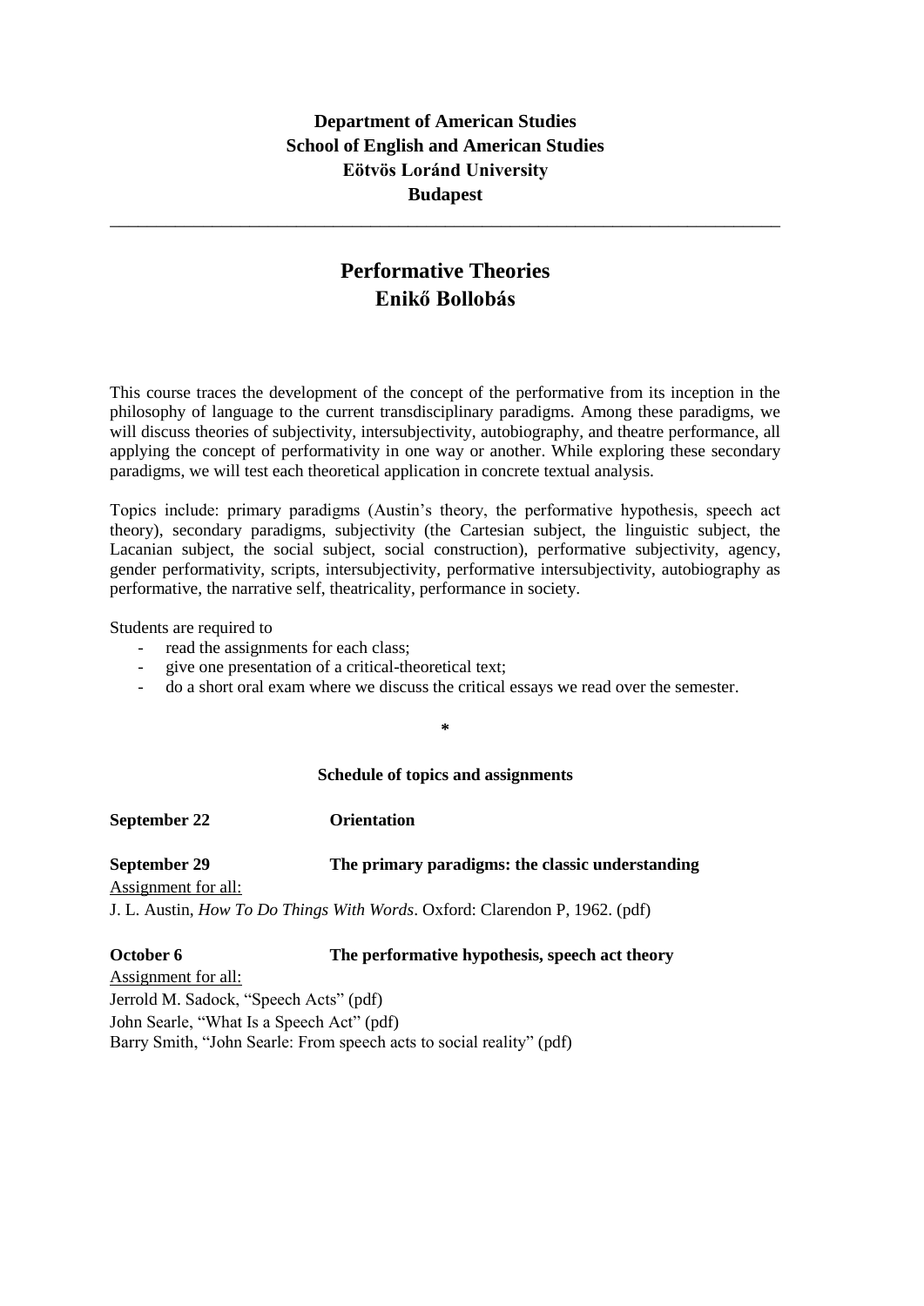**Department of American Studies**
**School of English and American Studies**
**Eötvös Loránd University**
**Budapest**

---

# Performative Theories
## Enikő Bollobás

This course traces the development of the concept of the performative from its inception in the philosophy of language to the current transdisciplinary paradigms. Among these paradigms, we will discuss theories of subjectivity, intersubjectivity, autobiography, and theatre performance, all applying the concept of performativity in one way or another. While exploring these secondary paradigms, we will test each theoretical application in concrete textual analysis.

Topics include: primary paradigms (Austin's theory, the performative hypothesis, speech act theory), secondary paradigms, subjectivity (the Cartesian subject, the linguistic subject, the Lacanian subject, the social subject, social construction), performative subjectivity, agency, gender performativity, scripts, intersubjectivity, performative intersubjectivity, autobiography as performative, the narrative self, theatricality, performance in society.

Students are required to

- read the assignments for each class;
- give one presentation of a critical-theoretical text;
- do a short oral exam where we discuss the critical essays we read over the semester.

*

**Schedule of topics and assignments**

**September 22** **Orientation**

**September 29** **The primary paradigms: the classic understanding**

<u>Assignment for all:</u>

J. L. Austin, *How To Do Things With Words*. Oxford: Clarendon P, 1962. (pdf)

**October 6** **The performative hypothesis, speech act theory**

<u>Assignment for all:</u>

Jerrold M. Sadock, "Speech Acts" (pdf)

John Searle, "What Is a Speech Act" (pdf)

Barry Smith, "John Searle: From speech acts to social reality" (pdf)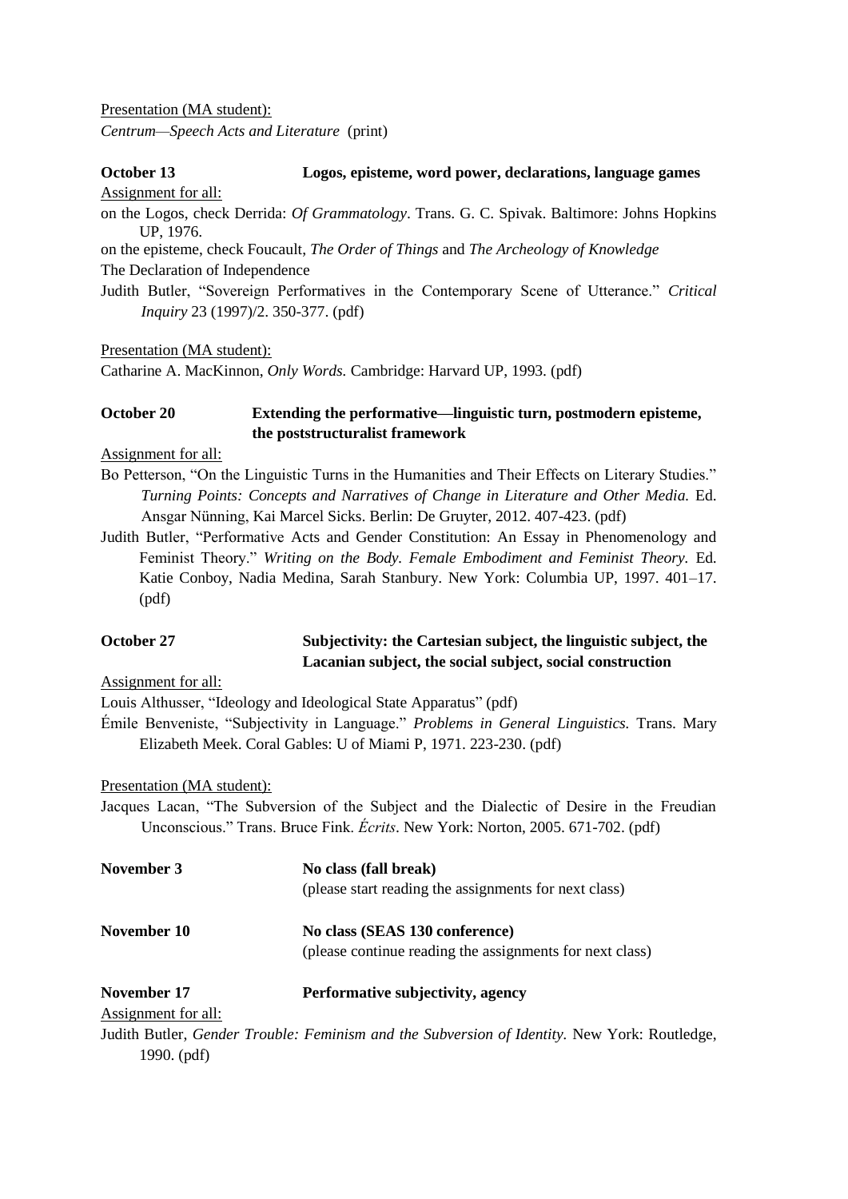Presentation (MA student):
*Centrum—Speech Acts and Literature* (print)

**October 13** **Logos, episteme, word power, declarations, language games**

Assignment for all:

on the Logos, check Derrida: *Of Grammatology*. Trans. G. C. Spivak. Baltimore: Johns Hopkins UP, 1976.

on the episteme, check Foucault, *The Order of Things* and *The Archeology of Knowledge*

The Declaration of Independence

Judith Butler, "Sovereign Performatives in the Contemporary Scene of Utterance." *Critical Inquiry* 23 (1997)/2. 350-377. (pdf)

Presentation (MA student):
Catharine A. MacKinnon, *Only Words.* Cambridge: Harvard UP, 1993. (pdf)

**October 20** **Extending the performative—linguistic turn, postmodern episteme, the poststructuralist framework**

Assignment for all:

Bo Petterson, "On the Linguistic Turns in the Humanities and Their Effects on Literary Studies." *Turning Points: Concepts and Narratives of Change in Literature and Other Media.* Ed. Ansgar Nünning, Kai Marcel Sicks. Berlin: De Gruyter, 2012. 407-423. (pdf)

Judith Butler, "Performative Acts and Gender Constitution: An Essay in Phenomenology and Feminist Theory." *Writing on the Body. Female Embodiment and Feminist Theory.* Ed. Katie Conboy, Nadia Medina, Sarah Stanbury. New York: Columbia UP, 1997. 401–17. (pdf)

**October 27** **Subjectivity: the Cartesian subject, the linguistic subject, the Lacanian subject, the social subject, social construction**

Assignment for all:

Louis Althusser, "Ideology and Ideological State Apparatus" (pdf)

Émile Benveniste, "Subjectivity in Language." *Problems in General Linguistics.* Trans. Mary Elizabeth Meek. Coral Gables: U of Miami P, 1971. 223-230. (pdf)

Presentation (MA student):
Jacques Lacan, "The Subversion of the Subject and the Dialectic of Desire in the Freudian Unconscious." Trans. Bruce Fink. *Écrits*. New York: Norton, 2005. 671-702. (pdf)

**November 3** **No class (fall break)**
(please start reading the assignments for next class)

**November 10** **No class (SEAS 130 conference)**
(please continue reading the assignments for next class)

**November 17** **Performative subjectivity, agency**

Assignment for all:

Judith Butler, *Gender Trouble: Feminism and the Subversion of Identity.* New York: Routledge, 1990. (pdf)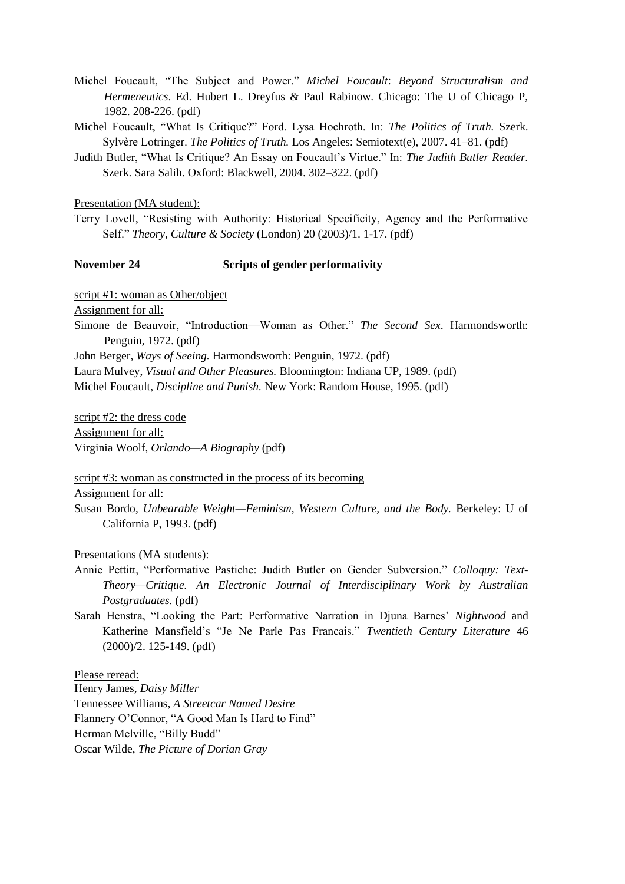Michel Foucault, “The Subject and Power.” *Michel Foucault*: *Beyond Structuralism and Hermeneutics*. Ed. Hubert L. Dreyfus & Paul Rabinow. Chicago: The U of Chicago P, 1982. 208-226. (pdf)

Michel Foucault, “What Is Critique?” Ford. Lysa Hochroth. In: *The Politics of Truth.* Szerk. Sylvère Lotringer. *The Politics of Truth.* Los Angeles: Semiotext(e), 2007. 41–81. (pdf)

Judith Butler, “What Is Critique? An Essay on Foucault’s Virtue.” In: *The Judith Butler Reader.* Szerk. Sara Salih. Oxford: Blackwell, 2004. 302–322. (pdf)

Presentation (MA student):

Terry Lovell, “Resisting with Authority: Historical Specificity, Agency and the Performative Self.” *Theory, Culture & Society* (London) 20 (2003)/1. 1-17. (pdf)

**November 24 Scripts of gender performativity**

script #1: woman as Other/object

Assignment for all:

Simone de Beauvoir, “Introduction—Woman as Other.” *The Second Sex*. Harmondsworth: Penguin, 1972. (pdf)

John Berger, *Ways of Seeing.* Harmondsworth: Penguin, 1972. (pdf)

Laura Mulvey, *Visual and Other Pleasures.* Bloomington: Indiana UP, 1989. (pdf)

Michel Foucault, *Discipline and Punish.* New York: Random House, 1995. (pdf)

script #2: the dress code

Assignment for all:

Virginia Woolf, *Orlando—A Biography* (pdf)

script #3: woman as constructed in the process of its becoming

Assignment for all:

Susan Bordo, *Unbearable Weight—Feminism, Western Culture, and the Body.* Berkeley: U of California P, 1993. (pdf)

Presentations (MA students):

Annie Pettitt, “Performative Pastiche: Judith Butler on Gender Subversion.” *Colloquy: Text-Theory—Critique. An Electronic Journal of Interdisciplinary Work by Australian Postgraduates.* (pdf)

Sarah Henstra, “Looking the Part: Performative Narration in Djuna Barnes’ *Nightwood* and Katherine Mansfield’s “Je Ne Parle Pas Francais.” *Twentieth Century Literature* 46 (2000)/2. 125-149. (pdf)

Please reread:

Henry James, *Daisy Miller*

Tennessee Williams, *A Streetcar Named Desire*

Flannery O’Connor, “A Good Man Is Hard to Find”

Herman Melville, “Billy Budd”

Oscar Wilde, *The Picture of Dorian Gray*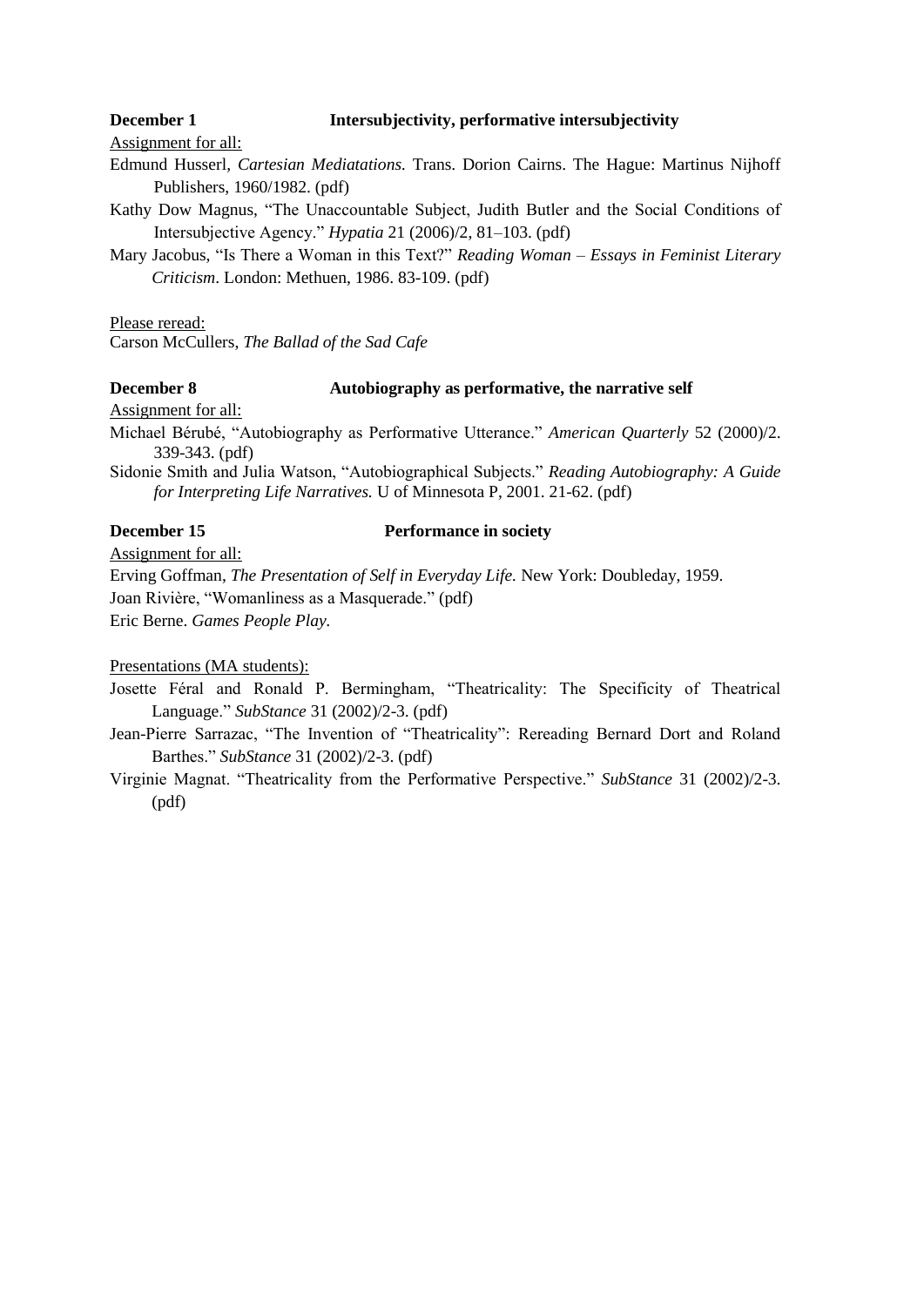**December 1** **Intersubjectivity, performative intersubjectivity**

Assignment for all:

Edmund Husserl, *Cartesian Mediatations.* Trans. Dorion Cairns. The Hague: Martinus Nijhoff Publishers, 1960/1982. (pdf)

Kathy Dow Magnus, "The Unaccountable Subject, Judith Butler and the Social Conditions of Intersubjective Agency." *Hypatia* 21 (2006)/2, 81–103. (pdf)

Mary Jacobus, "Is There a Woman in this Text?" *Reading Woman – Essays in Feminist Literary Criticism*. London: Methuen, 1986. 83-109. (pdf)

Please reread:

Carson McCullers, *The Ballad of the Sad Cafe*

**December 8** **Autobiography as performative, the narrative self**

Assignment for all:

Michael Bérubé, "Autobiography as Performative Utterance." *American Quarterly* 52 (2000)/2. 339-343. (pdf)

Sidonie Smith and Julia Watson, "Autobiographical Subjects." *Reading Autobiography: A Guide for Interpreting Life Narratives.* U of Minnesota P, 2001. 21-62. (pdf)

**December 15** **Performance in society**

Assignment for all:

Erving Goffman, *The Presentation of Self in Everyday Life.* New York: Doubleday, 1959.

Joan Rivière, "Womanliness as a Masquerade." (pdf)

Eric Berne. *Games People Play.*

Presentations (MA students):

Josette Féral and Ronald P. Bermingham, "Theatricality: The Specificity of Theatrical Language." *SubStance* 31 (2002)/2-3. (pdf)

Jean-Pierre Sarrazac, "The Invention of "Theatricality": Rereading Bernard Dort and Roland Barthes." *SubStance* 31 (2002)/2-3. (pdf)

Virginie Magnat. "Theatricality from the Performative Perspective." *SubStance* 31 (2002)/2-3. (pdf)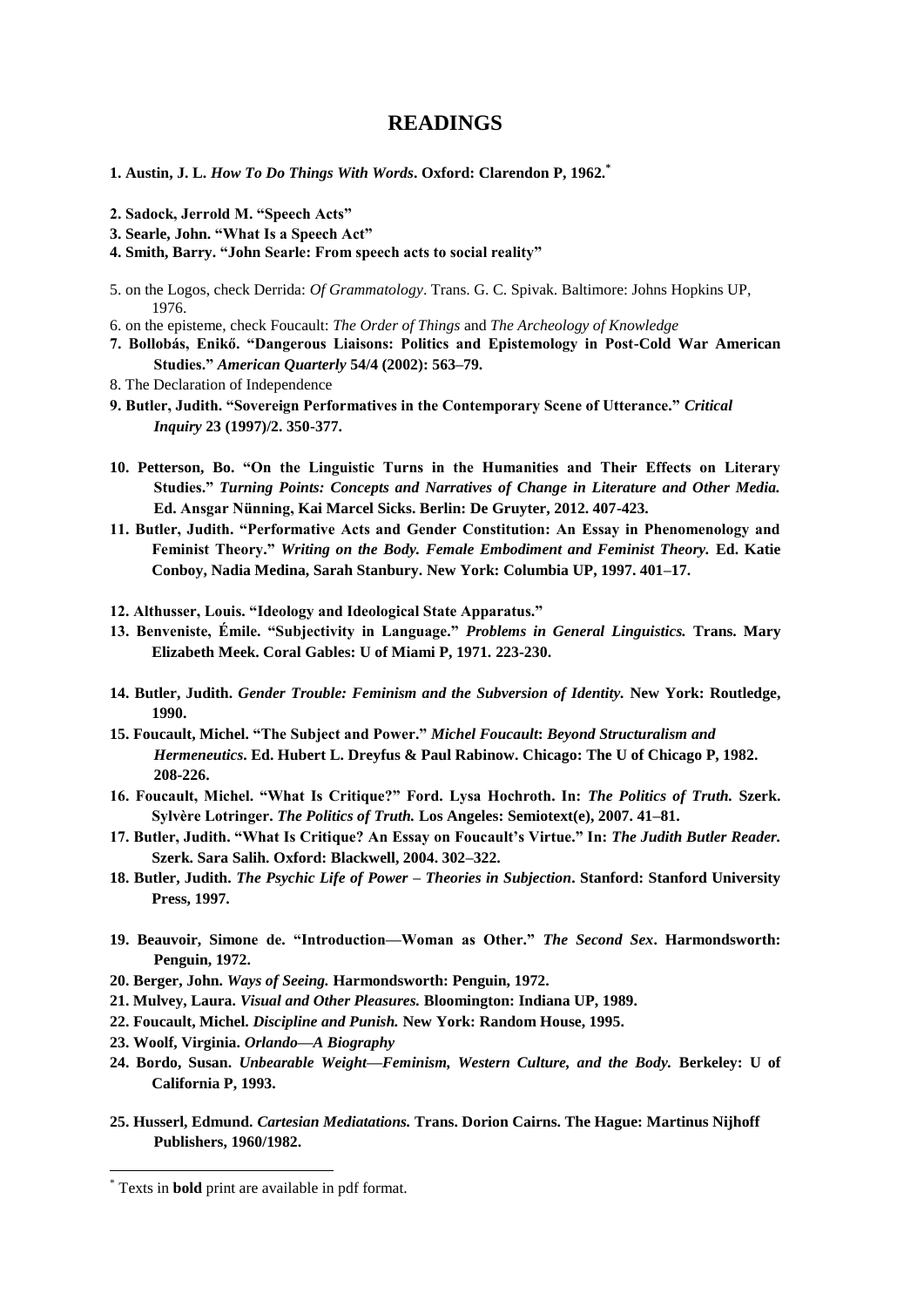# READINGS

**1. Austin, J. L. *How To Do Things With Words*. Oxford: Clarendon P, 1962.**[*]

**2. Sadock, Jerrold M. "Speech Acts"**

**3. Searle, John. "What Is a Speech Act"**

**4. Smith, Barry. "John Searle: From speech acts to social reality"**

5. on the Logos, check Derrida: *Of Grammatology*. Trans. G. C. Spivak. Baltimore: Johns Hopkins UP, 1976.

6. on the episteme, check Foucault: *The Order of Things* and *The Archeology of Knowledge*

**7. Bollobás, Enikő. "Dangerous Liaisons: Politics and Epistemology in Post-Cold War American Studies." *American Quarterly* 54/4 (2002): 563–79.**

8. The Declaration of Independence

**9. Butler, Judith. "Sovereign Performatives in the Contemporary Scene of Utterance." *Critical Inquiry* 23 (1997)/2. 350-377.**

**10. Petterson, Bo. "On the Linguistic Turns in the Humanities and Their Effects on Literary Studies." *Turning Points: Concepts and Narratives of Change in Literature and Other Media.* Ed. Ansgar Nünning, Kai Marcel Sicks. Berlin: De Gruyter, 2012. 407-423.**

**11. Butler, Judith. "Performative Acts and Gender Constitution: An Essay in Phenomenology and Feminist Theory." *Writing on the Body. Female Embodiment and Feminist Theory.* Ed. Katie Conboy, Nadia Medina, Sarah Stanbury. New York: Columbia UP, 1997. 401–17.**

**12. Althusser, Louis. "Ideology and Ideological State Apparatus."**

**13. Benveniste, Émile. "Subjectivity in Language." *Problems in General Linguistics.* Trans. Mary Elizabeth Meek. Coral Gables: U of Miami P, 1971. 223-230.**

**14. Butler, Judith. *Gender Trouble: Feminism and the Subversion of Identity.* New York: Routledge, 1990.**

**15. Foucault, Michel. "The Subject and Power." *Michel Foucault: Beyond Structuralism and Hermeneutics*. Ed. Hubert L. Dreyfus & Paul Rabinow. Chicago: The U of Chicago P, 1982. 208-226.**

**16. Foucault, Michel. "What Is Critique?" Ford. Lysa Hochroth. In: *The Politics of Truth.* Szerk. Sylvère Lotringer. *The Politics of Truth.* Los Angeles: Semiotext(e), 2007. 41–81.**

**17. Butler, Judith. "What Is Critique? An Essay on Foucault's Virtue." In: *The Judith Butler Reader.* Szerk. Sara Salih. Oxford: Blackwell, 2004. 302–322.**

**18. Butler, Judith. *The Psychic Life of Power – Theories in Subjection*. Stanford: Stanford University Press, 1997.**

**19. Beauvoir, Simone de. "Introduction—Woman as Other." *The Second Sex*. Harmondsworth: Penguin, 1972.**

**20. Berger, John. *Ways of Seeing.* Harmondsworth: Penguin, 1972.**

**21. Mulvey, Laura. *Visual and Other Pleasures.* Bloomington: Indiana UP, 1989.**

**22. Foucault, Michel. *Discipline and Punish.* New York: Random House, 1995.**

**23. Woolf, Virginia. *Orlando—A Biography***

**24. Bordo, Susan. *Unbearable Weight—Feminism, Western Culture, and the Body.* Berkeley: U of California P, 1993.**

**25. Husserl, Edmund. *Cartesian Mediatations.* Trans. Dorion Cairns. The Hague: Martinus Nijhoff Publishers, 1960/1982.**

---

[*] Texts in **bold** print are available in pdf format.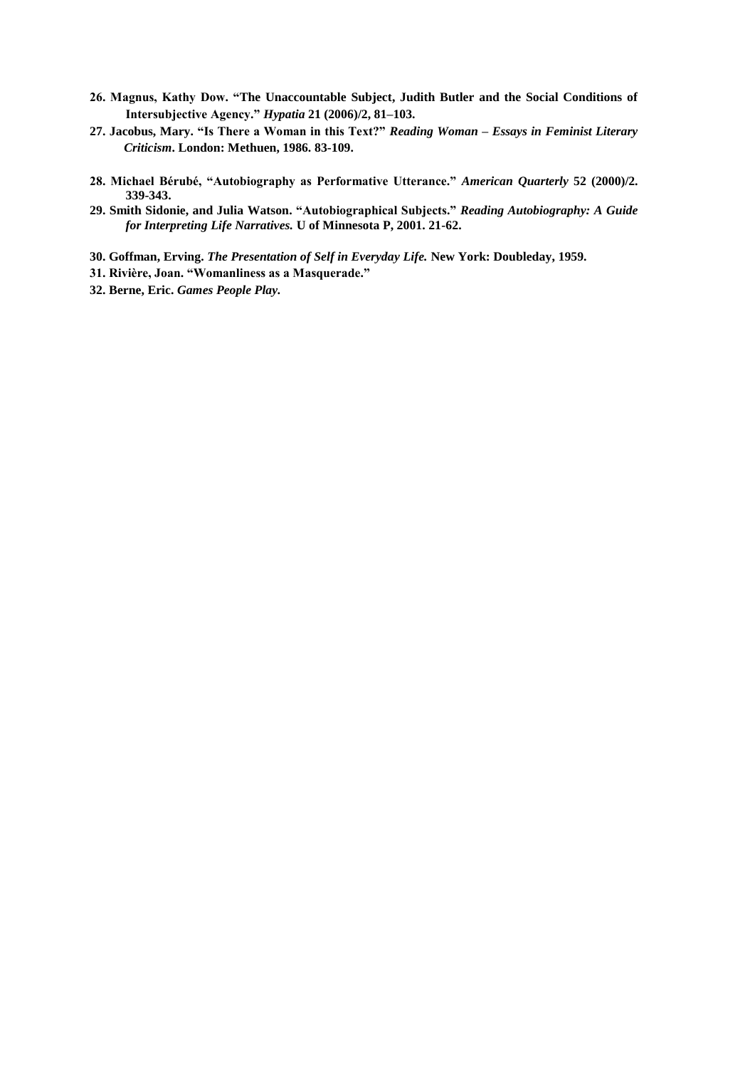**26. Magnus, Kathy Dow. "The Unaccountable Subject, Judith Butler and the Social Conditions of Intersubjective Agency."** ***Hypatia*** **21 (2006)/2, 81–103.**

**27. Jacobus, Mary. "Is There a Woman in this Text?"** ***Reading Woman – Essays in Feminist Literary Criticism*****. London: Methuen, 1986. 83-109.**

**28. Michael Bérubé, "Autobiography as Performative Utterance."** ***American Quarterly*** **52 (2000)/2. 339-343.**

**29. Smith Sidonie, and Julia Watson. "Autobiographical Subjects."** ***Reading Autobiography: A Guide for Interpreting Life Narratives.*** **U of Minnesota P, 2001. 21-62.**

**30. Goffman, Erving.** ***The Presentation of Self in Everyday Life.*** **New York: Doubleday, 1959.**

**31. Rivière, Joan. "Womanliness as a Masquerade."**

**32. Berne, Eric.** ***Games People Play.***